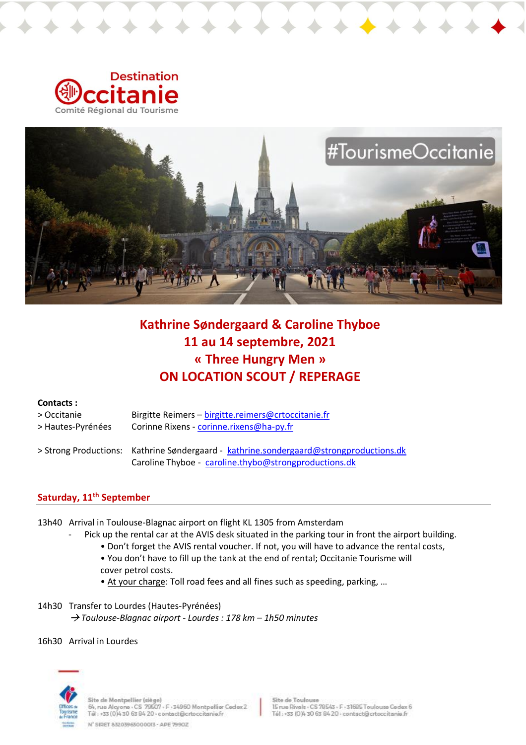# Kathrine Søndergaard & Caroline Thyboe
## 11 au 14 septembre, 2021
## « Three Hungry Men »
## ON LOCATION SCOUT / REPERAGE

**Contacts :**

| | |
|---|---|
| > Occitanie | Birgitte Reimers – birgitte.reimers@crtoccitanie.fr |
| > Hautes-Pyrénées | Corinne Rixens - corinne.rixens@ha-py.fr |
| > Strong Productions: | Kathrine Søndergaard - kathrine.sondergaard@strongproductions.dk<br>Caroline Thyboe - caroline.thybo@strongproductions.dk |

## Saturday, 11th September

13h40 Arrival in Toulouse-Blagnac airport on flight KL 1305 from Amsterdam

- Pick up the rental car at the AVIS desk situated in the parking tour in front the airport building.
  - • Don't forget the AVIS rental voucher. If not, you will have to advance the rental costs,
  - • You don't have to fill up the tank at the end of rental; Occitanie Tourisme will cover petrol costs.
  - • At your charge: Toll road fees and all fines such as speeding, parking, …

14h30 Transfer to Lourdes (Hautes-Pyrénées)
→ *Toulouse-Blagnac airport - Lourdes : 178 km – 1h50 minutes*

16h30 Arrival in Lourdes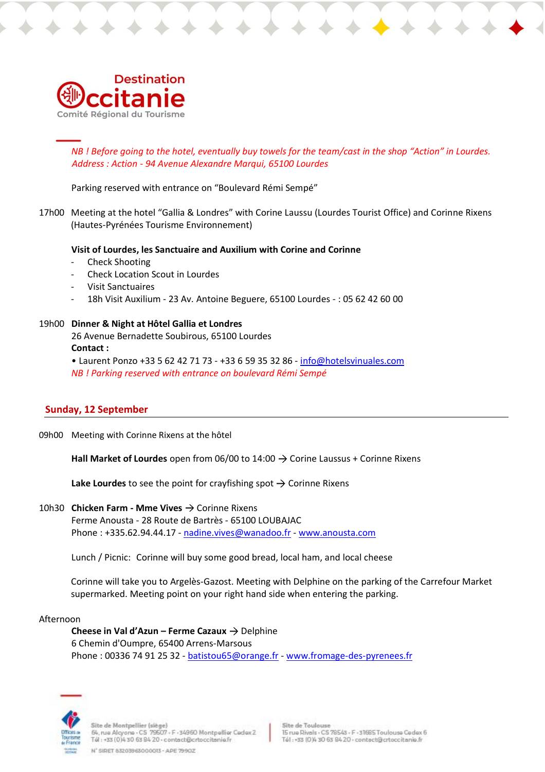*NB ! Before going to the hotel, eventually buy towels for the team/cast in the shop "Action" in Lourdes. Address : Action - 94 Avenue Alexandre Marqui, 65100 Lourdes*

Parking reserved with entrance on "Boulevard Rémi Sempé"

17h00 Meeting at the hotel "Gallia & Londres" with Corine Laussu (Lourdes Tourist Office) and Corinne Rixens (Hautes-Pyrénées Tourisme Environnement)

**Visit of Lourdes, les Sanctuaire and Auxilium with Corine and Corinne**

- Check Shooting
- Check Location Scout in Lourdes
- Visit Sanctuaires
- 18h Visit Auxilium - 23 Av. Antoine Beguere, 65100 Lourdes - : 05 62 42 60 00

19h00 **Dinner & Night at Hôtel Gallia et Londres**
26 Avenue Bernadette Soubirous, 65100 Lourdes
**Contact :**
• Laurent Ponzo +33 5 62 42 71 73 - +33 6 59 35 32 86 - info@hotelsvinuales.com
*NB ! Parking reserved with entrance on boulevard Rémi Sempé*

## Sunday, 12 September

09h00 Meeting with Corinne Rixens at the hôtel

**Hall Market of Lourdes** open from 06/00 to 14:00 → Corine Laussus + Corinne Rixens

**Lake Lourdes** to see the point for crayfishing spot → Corinne Rixens

10h30 **Chicken Farm - Mme Vives** → Corinne Rixens
Ferme Anousta - 28 Route de Bartrès - 65100 LOUBAJAC
Phone : +335.62.94.44.17 - nadine.vives@wanadoo.fr - www.anousta.com

Lunch / Picnic: Corinne will buy some good bread, local ham, and local cheese

Corinne will take you to Argelès-Gazost. Meeting with Delphine on the parking of the Carrefour Market supermarked. Meeting point on your right hand side when entering the parking.

Afternoon
**Cheese in Val d'Azun – Ferme Cazaux** → Delphine
6 Chemin d'Oumpre, 65400 Arrens-Marsous
Phone : 00336 74 91 25 32 - batistou65@orange.fr - www.fromage-des-pyrenees.fr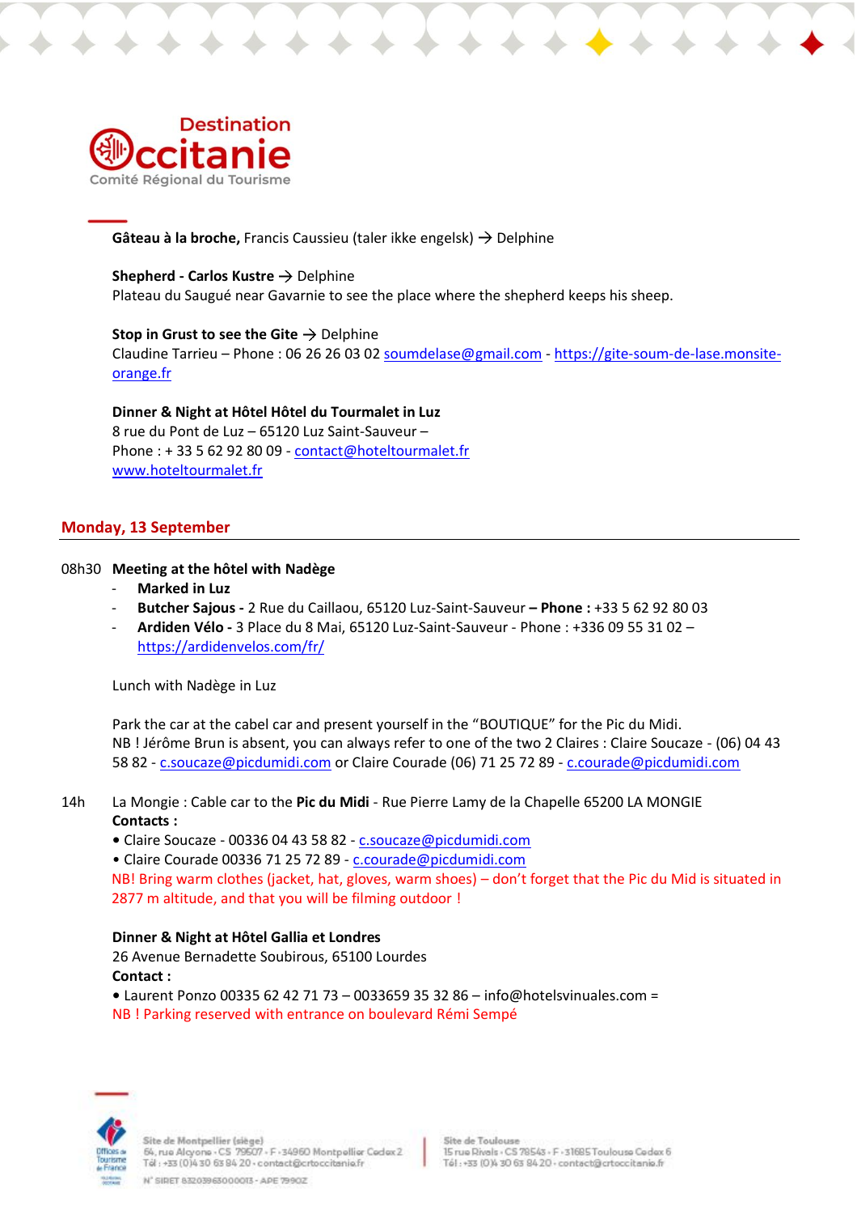**Gâteau à la broche,** Francis Caussieu (taler ikke engelsk) → Delphine

**Shepherd - Carlos Kustre** → Delphine
Plateau du Saugué near Gavarnie to see the place where the shepherd keeps his sheep.

**Stop in Grust to see the Gite** → Delphine
Claudine Tarrieu – Phone : 06 26 26 03 02 soumdelase@gmail.com - https://gite-soum-de-lase.monsite-orange.fr

**Dinner & Night at Hôtel Hôtel du Tourmalet in Luz**
8 rue du Pont de Luz – 65120 Luz Saint-Sauveur –
Phone : + 33 5 62 92 80 09 - contact@hoteltourmalet.fr
www.hoteltourmalet.fr

## Monday, 13 September

08h30 **Meeting at the hôtel with Nadège**

- **Marked in Luz**
- **Butcher Sajous -** 2 Rue du Caillaou, 65120 Luz-Saint-Sauveur **– Phone :** +33 5 62 92 80 03
- **Ardiden Vélo -** 3 Place du 8 Mai, 65120 Luz-Saint-Sauveur - Phone : +336 09 55 31 02 – https://ardidenvelos.com/fr/

Lunch with Nadège in Luz

Park the car at the cabel car and present yourself in the "BOUTIQUE" for the Pic du Midi.
NB ! Jérôme Brun is absent, you can always refer to one of the two 2 Claires : Claire Soucaze - (06) 04 43 58 82 - c.soucaze@picdumidi.com or Claire Courade (06) 71 25 72 89 - c.courade@picdumidi.com

14h La Mongie : Cable car to the **Pic du Midi** - Rue Pierre Lamy de la Chapelle 65200 LA MONGIE
**Contacts :**

- Claire Soucaze - 00336 04 43 58 82 - c.soucaze@picdumidi.com
- Claire Courade 00336 71 25 72 89 - c.courade@picdumidi.com

NB! Bring warm clothes (jacket, hat, gloves, warm shoes) – don't forget that the Pic du Mid is situated in 2877 m altitude, and that you will be filming outdoor !

**Dinner & Night at Hôtel Gallia et Londres**
26 Avenue Bernadette Soubirous, 65100 Lourdes
**Contact :**

- Laurent Ponzo 00335 62 42 71 73 – 0033659 35 32 86 – info@hotelsvinuales.com =

NB ! Parking reserved with entrance on boulevard Rémi Sempé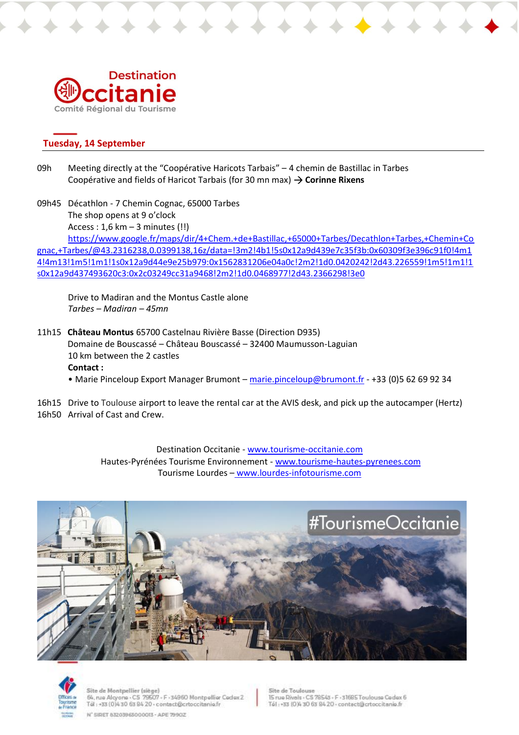## Tuesday, 14 September

09h Meeting directly at the "Coopérative Haricots Tarbais" – 4 chemin de Bastillac in Tarbes
Coopérative and fields of Haricot Tarbais (for 30 mn max) → **Corinne Rixens**

09h45 Décathlon - 7 Chemin Cognac, 65000 Tarbes
The shop opens at 9 o'clock
Access : 1,6 km – 3 minutes (!!)
https://www.google.fr/maps/dir/4+Chem.+de+Bastillac,+65000+Tarbes/Decathlon+Tarbes,+Chemin+Cognac,+Tarbes/@43.2316238,0.0399138,16z/data=!3m2!4b1!5s0x12a9d439e7c35f3b:0x60309f3e396c91f0!4m14!4m13!1m5!1m1!1s0x12a9d44e9e25b979:0x1562831206e04a0c!2m2!1d0.0420242!2d43.226559!1m5!1m1!1s0x12a9d437493620c3:0x2c03249cc31a9468!2m2!1d0.0468977!2d43.2366298!3e0

Drive to Madiran and the Montus Castle alone
*Tarbes – Madiran – 45mn*

11h15 **Château Montus** 65700 Castelnau Rivière Basse (Direction D935)
Domaine de Bouscassé – Château Bouscassé – 32400 Maumusson-Laguian
10 km between the 2 castles
**Contact :**
• Marie Pinceloup Export Manager Brumont – marie.pinceloup@brumont.fr - +33 (0)5 62 69 92 34

16h15 Drive to Toulouse airport to leave the rental car at the AVIS desk, and pick up the autocamper (Hertz)
16h50 Arrival of Cast and Crew.

Destination Occitanie - www.tourisme-occitanie.com
Hautes-Pyrénées Tourisme Environnement - www.tourisme-hautes-pyrenees.com
Tourisme Lourdes – www.lourdes-infotourisme.com